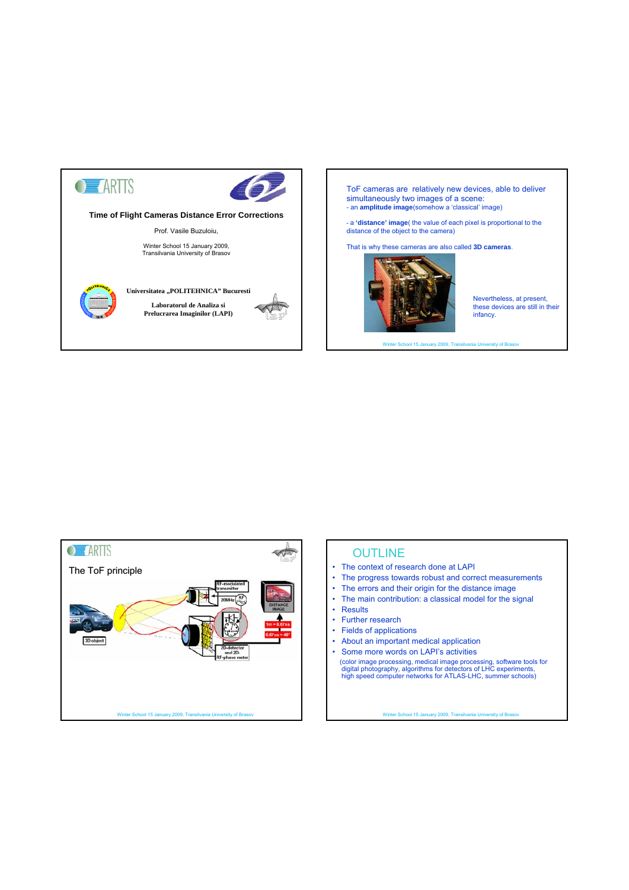# Time of Flight Cameras Distance Error Corrections

Prof. Vasile Buzuloiu,

Winter School 15 January 2009, Transilvania University of Brasov

Universitatea „POLITEHNICA" Bucuresti

Laboratorul de Analiza si Prelucrarea Imaginilor (LAPI)

---

ToF cameras are relatively new devices, able to deliver simultaneously two images of a scene:

- an **amplitude image**(somehow a 'classical' image)

- a **'distance' image**( the value of each pixel is proportional to the distance of the object to the camera)

That is why these cameras are also called **3D cameras**.

Nevertheless, at present, these devices are still in their infancy.

---

## The ToF principle

3D object

RF-modulated transmitter

20MHz

RF

DISTANCE IMAGE

1m = 6.67ns

6.67ns = 48°

2D-detector and 2D-RF-phase meter

---

## OUTLINE

- The context of research done at LAPI
- The progress towards robust and correct measurements
- The errors and their origin for the distance image
- The main contribution: a classical model for the signal
- Results
- Further research
- Fields of applications
- About an important medical application
- Some more words on LAPI's activities

(color image processing, medical image processing, software tools for digital photography, algorithms for detectors of LHC experiments, high speed computer networks for ATLAS-LHC, summer schools)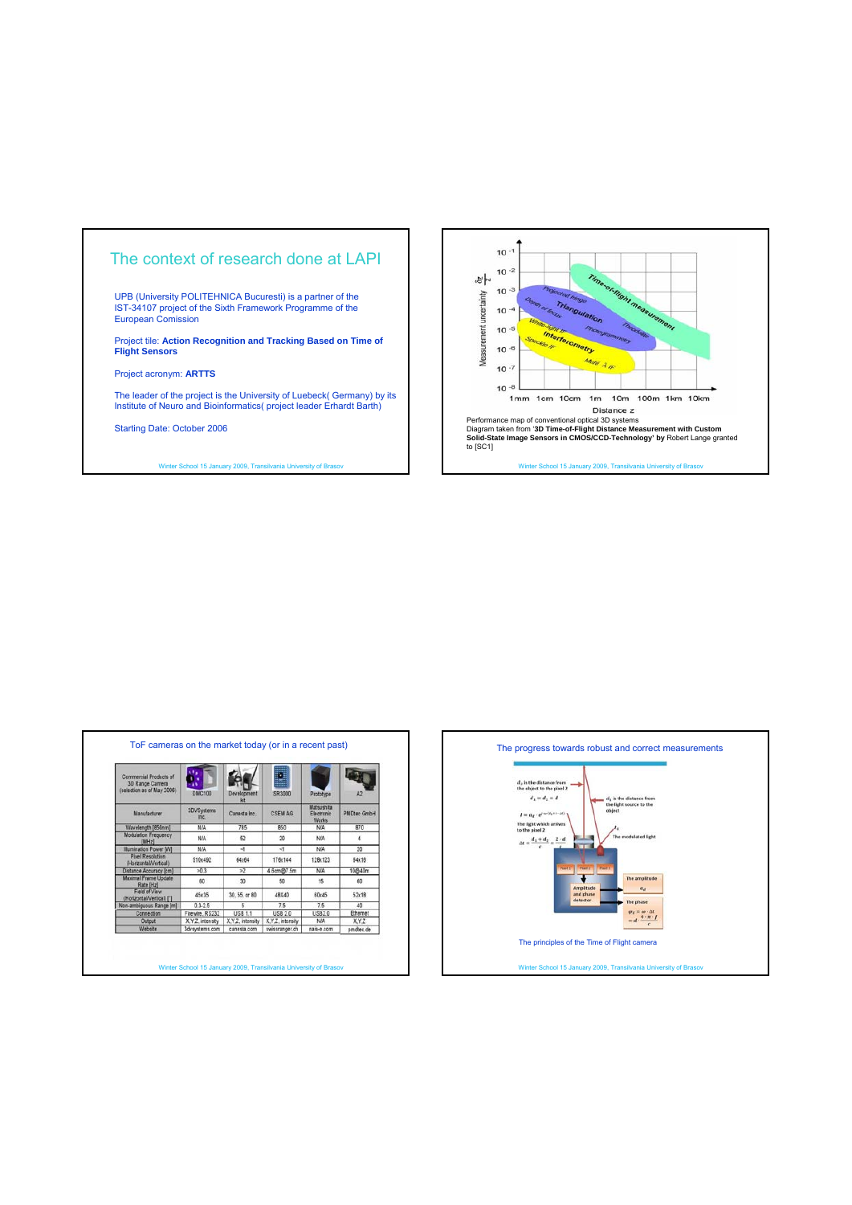## The context of research done at LAPI

UPB (University POLITEHNICA Bucuresti) is a partner of the IST-34107 project of the Sixth Framework Programme of the European Comission

Project tile: **Action Recognition and Tracking Based on Time of Flight Sensors**

Project acronym: **ARTTS**

The leader of the project is the University of Luebeck( Germany) by its Institute of Neuro and Bioinformatics( project leader Erhardt Barth)

Starting Date: October 2006

Winter School 15 January 2009, Transilvania University of Brasov

---

Measurement uncertainty $\frac{\delta z}{z}$: $10^{-1}$, $10^{-2}$, $10^{-3}$, $10^{-4}$, $10^{-5}$, $10^{-6}$, $10^{-7}$, $10^{-8}$

Distance z: 1mm, 1cm, 10cm, 1m, 10m, 100m, 1km, 10km

Time-of-flight measurement, Triangulation, Interferometry, Projected fringe, Depth of focus, Photogrammetry, Theodolite, White-light IF, Speckle IF, Multi λ IF

Performance map of conventional optical 3D systems
Diagram taken from **'3D Time-of-Flight Distance Measurement with Custom Solid-State Image Sensors in CMOS/CCD-Technology' by** Robert Lange granted to [SC1]

Winter School 15 January 2009, Transilvania University of Brasov

---

## ToF cameras on the market today (or in a recent past)

| Commercial Products of 3D Range Camera (selection as of May 2006) | DMC100 | Development kit | SR3000 | Prototype | A2 |
|---|---|---|---|---|---|
| Manufacturer | 3DVSystems Inc. | Canesta Inc. | CSEM AG | Matsushita Electronic Works | PMDtec GmbH |
| Wavelength [850nm] | N/A | 785 | 850 | N/A | 870 |
| Modulation Frequency [MHz] | N/A | 52 | 20 | N/A | 4 |
| Illumination Power [W] | N/A | <1 | <1 | N/A | 20 |
| Pixel Resolution (Horizontal/Vertical) | 510x492 | 64x64 | 176x144 | 128x123 | 64x16 |
| Distance Accuracy [cm] | >0.3 | >2 | 4.5cm@7.5m | N/A | 10@40m |
| Maximal Frame Update Rate [Hz] | 60 | 30 | 50 | 15 | 40 |
| Field of View (Horizontal/Vertical) [°] | 45x35 | 30, 55, or 80 | 48X40 | 60x45 | 52x18 |
| Non-ambiguous Range [m] | 0.3-2.5 | 5 | 7.5 | 7.5 | 40 |
| Connection | Firewire, RS232 | USB 1.1 | USB 2.0 | USB2.0 | Ethernet |
| Output | X,Y,Z, intensity | X,Y,Z, intensity | X,Y,Z, intensity | N/A | X,Y,Z |
| Website | 3dvsystems.com | canesta.com | swissranger.ch | nais-e.com | pmdtec.de |

Winter School 15 January 2009, Transilvania University of Brasov

---

## The progress towards robust and correct measurements

$d_1$ is the distance from the object to the pixel 2

$d_1 = d_2 = d$

$d_2$ is the distance from the light source to the object

$I = a_d \cdot e^{j\omega(t_d + \Delta t)}$

The light which arrives to the pixel 2

$\Delta t = \frac{d_1 + d_2}{c} = \frac{2 \cdot d}{c}$

$I_0$ The modulated light

Amplitude and phase detector

The amplitude $a_d$

the phase $\varphi_d = \omega \cdot \Delta t = d \cdot \frac{4 \cdot \pi \cdot f}{c}$

The principles of the Time of Flight camera

Winter School 15 January 2009, Transilvania University of Brasov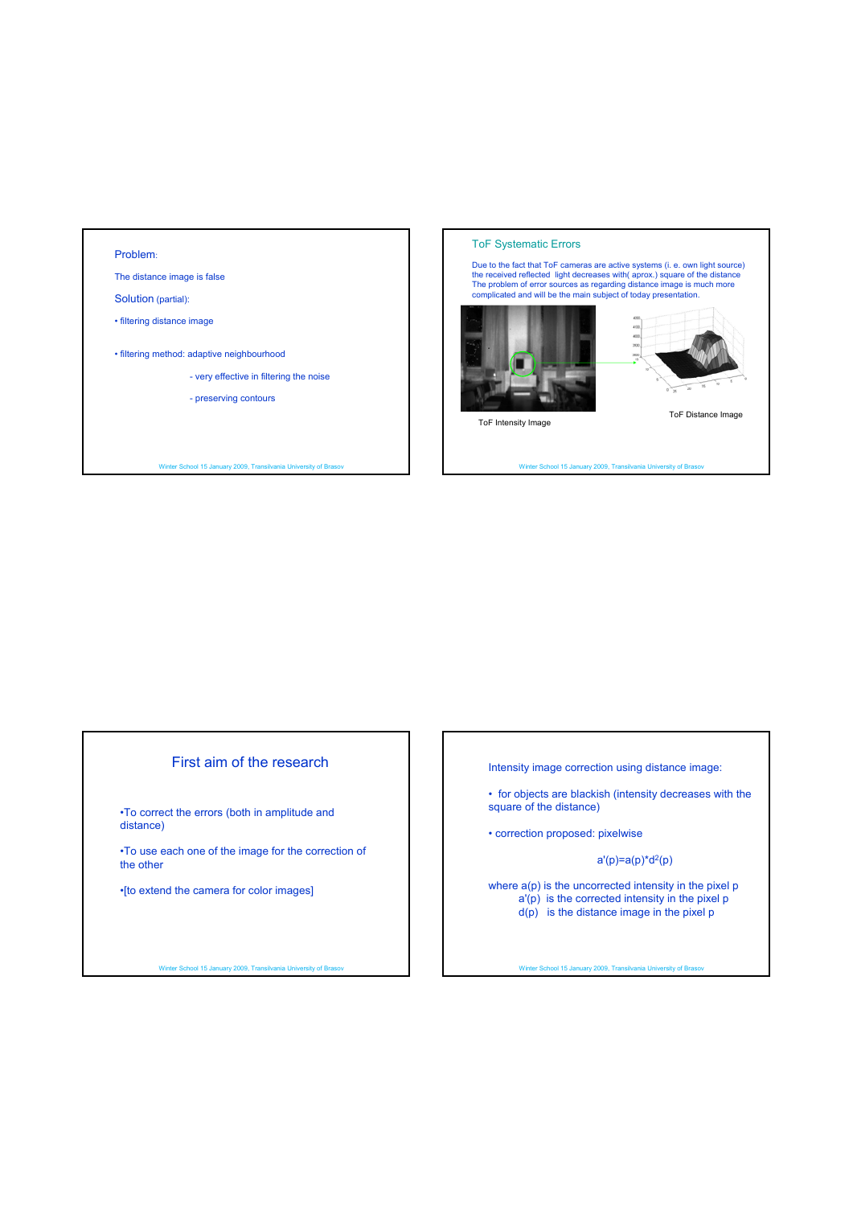Problem:

The distance image is false

Solution (partial):

- filtering distance image

- filtering method: adaptive neighbourhood
  - very effective in filtering the noise
  - preserving contours

## ToF Systematic Errors

Due to the fact that ToF cameras are active systems (i. e. own light source) the received reflected light decreases with( aprox.) square of the distance The problem of error sources as regarding distance image is much more complicated and will be the main subject of today presentation.

ToF Intensity Image

ToF Distance Image

## First aim of the research

•To correct the errors (both in amplitude and distance)

•To use each one of the image for the correction of the other

•[to extend the camera for color images]

Intensity image correction using distance image:

- for objects are blackish (intensity decreases with the square of the distance)

- correction proposed: pixelwise

$$a'(p)=a(p)*d^2(p)$$

where $a(p)$ is the uncorrected intensity in the pixel p
$a'(p)$ is the corrected intensity in the pixel p
$d(p)$ is the distance image in the pixel p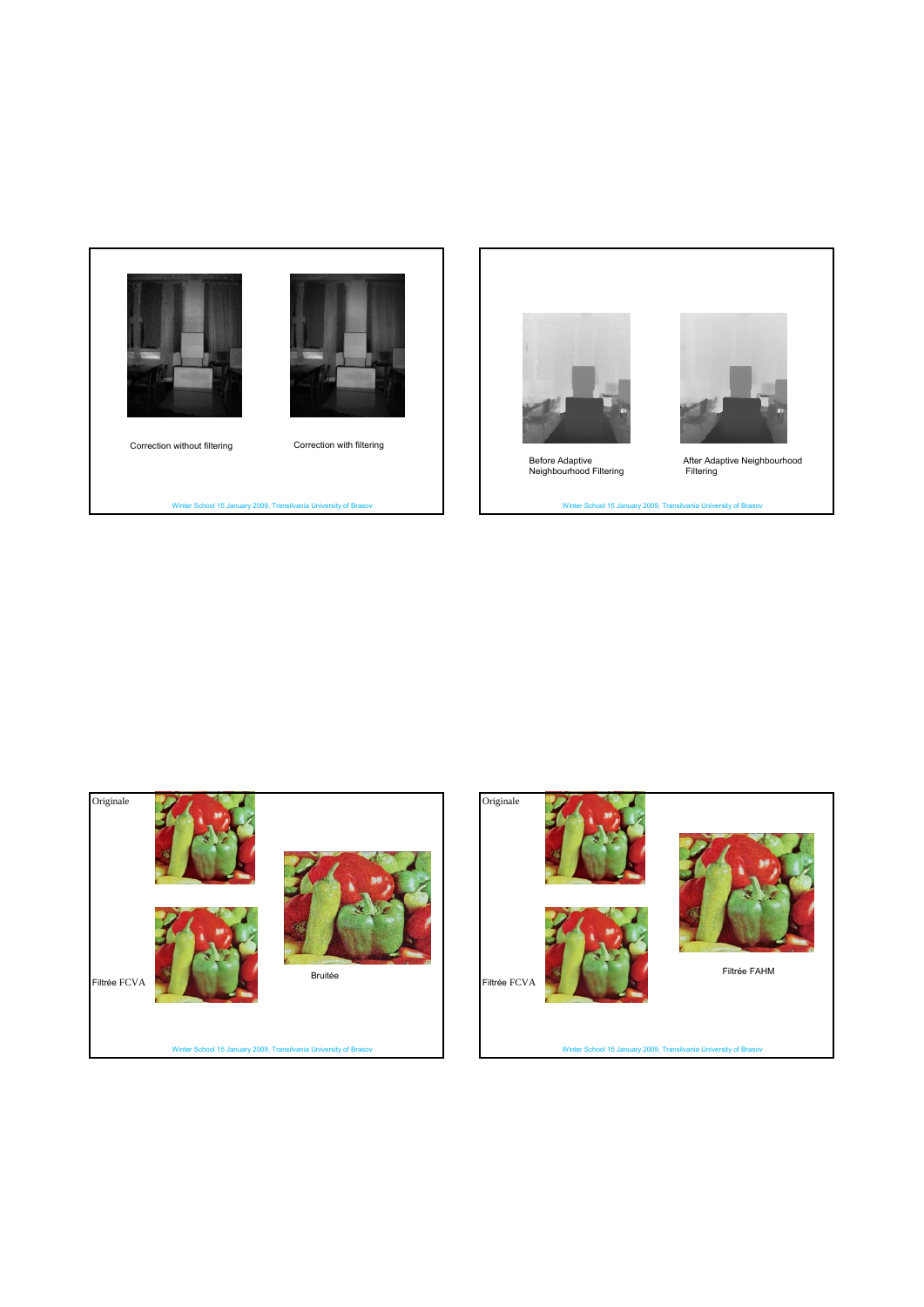Correction without filtering

Correction with filtering

Before Adaptive Neighbourhood Filtering

After Adaptive Neighbourhood Filtering

Originale

Filtrée FCVA

Bruitée

Originale

Filtrée FCVA

Filtrée FAHM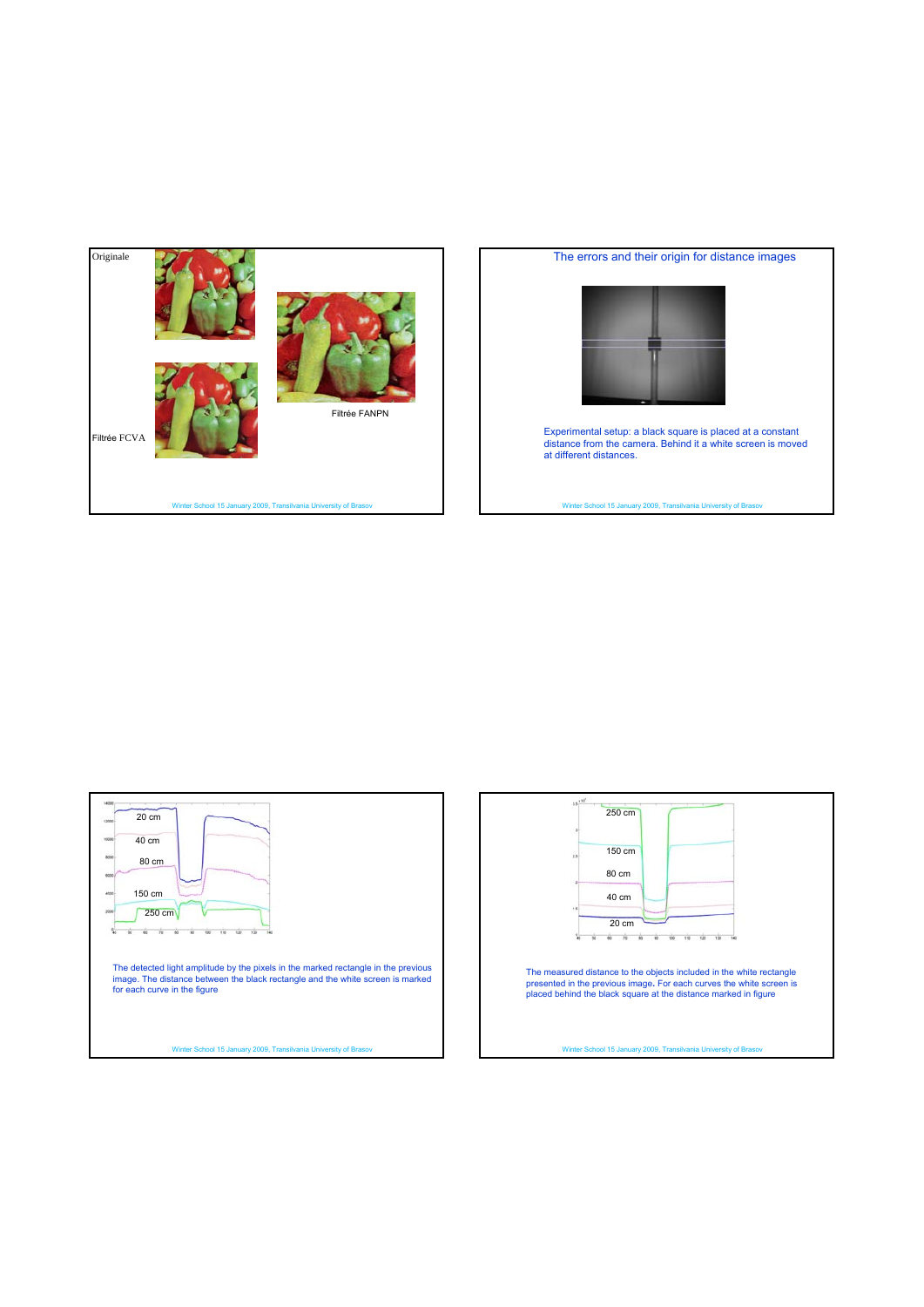Originale

Filtrée FANPN

Filtrée FCVA

## The errors and their origin for distance images

Experimental setup: a black square is placed at a constant distance from the camera. Behind it a white screen is moved at different distances.

20 cm

40 cm

80 cm

150 cm

250 cm

The detected light amplitude by the pixels in the marked rectangle in the previous image. The distance between the black rectangle and the white screen is marked for each curve in the figure

250 cm

150 cm

80 cm

40 cm

20 cm

The measured distance to the objects included in the white rectangle presented in the previous image. For each curves the white screen is placed behind the black square at the distance marked in figure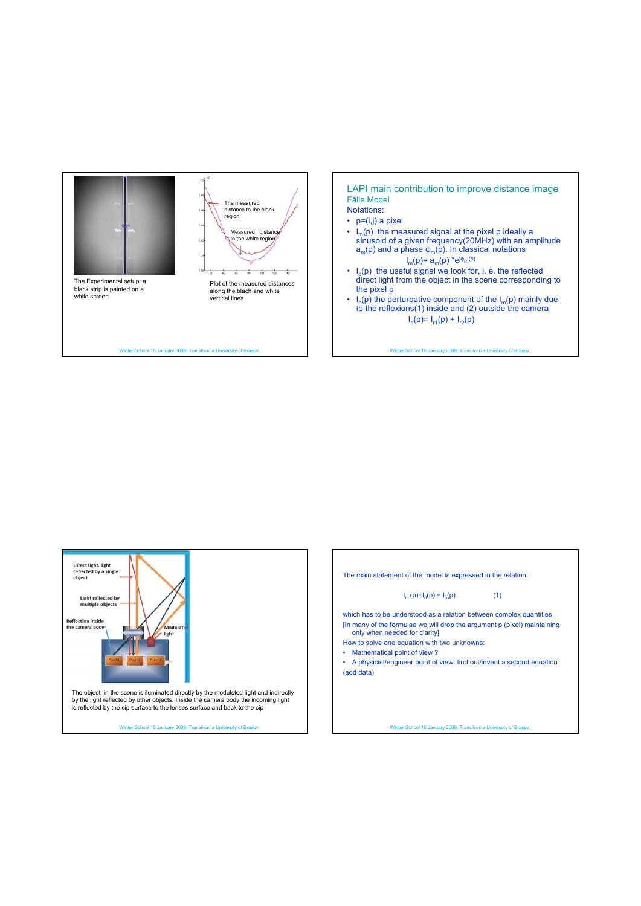The Experimental setup: a black strip is painted on a white screen

The measured distance to the black region

Measured distance to the white region

Plot of the measured distances along the blach and white vertical lines

## LAPI main contribution to improve distance image

### Fălie Model

Notations:

- p=(i,j) a pixel
- $I_m(p)$ the measured signal at the pixel p ideally a sinusoid of a given frequency(20MHz) with an amplitude $a_m(p)$ and a phase $\varphi_m(p)$. In classical notations

$$I_m(p)= a_m(p) * e^{j\varphi_m(p)}$$

- $I_d(p)$ the useful signal we look for, i. e. the reflected direct light from the object in the scene corresponding to the pixel p
- $I_p(p)$ the perturbative component of the $I_m(p)$ mainly due to the reflexions(1) inside and (2) outside the camera

$$I_p(p)= I_{r1}(p) + I_{r2}(p)$$

Direct light, light reflected by a single object

Light reflected by multiple objects

Reflection inside the camera body

Modulated light

Pixel 1 Pixel 2 Pixel 3

The object in the scene is iluminated directly by the modulsted light and indirectly by the light reflected by other objects. Inside the camera body the incoming light is reflected by the cip surface to the lenses surface and back to the cip

The main statement of the model is expressed in the relation:

$$I_m (p)=I_d(p) + I_p(p) \qquad (1)$$

which has to be understood as a relation between complex quantities

[In many of the formulae we will drop the argument p (pixel) maintaining only when needed for clarity]

How to solve one equation with two unknowns:

- Mathematical point of view ?
- A physicist/engineer point of view: find out/invent a second equation

(add data)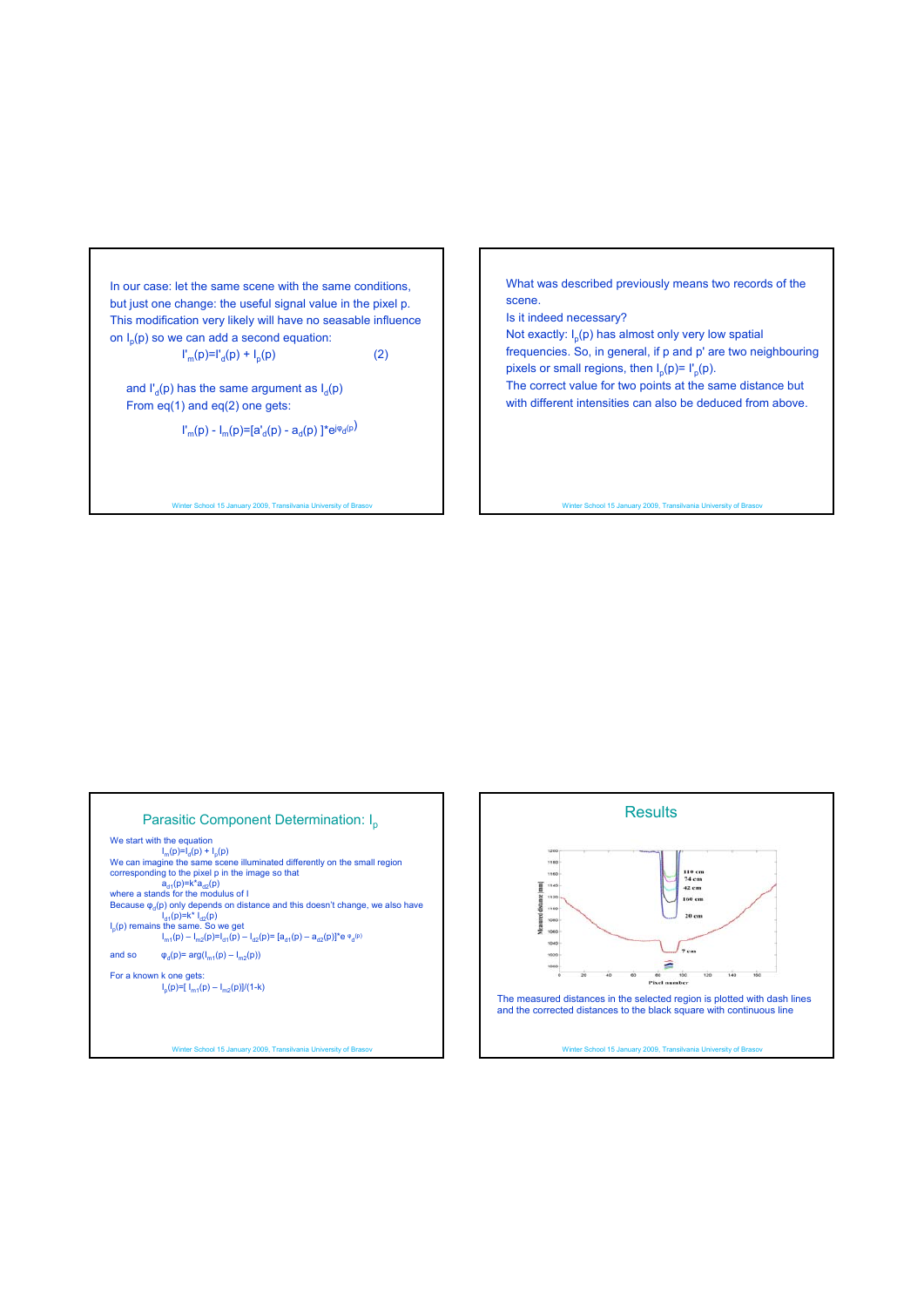In our case: let the same scene with the same conditions, but just one change: the useful signal value in the pixel p. This modification very likely will have no seasable influence on $I_p(p)$ so we can add a second equation:

$$I'_m(p)=I'_d(p) + I_p(p) \qquad (2)$$

and $I'_d(p)$ has the same argument as $I_d(p)$

From eq(1) and eq(2) one gets:

$$I'_m(p) - I_m(p)=[a'_d(p) - a_d(p)]*e^{j\varphi_d(p)}$$

What was described previously means two records of the scene.

Is it indeed necessary?

Not exactly: $I_p(p)$ has almost only very low spatial frequencies. So, in general, if p and p' are two neighbouring pixels or small regions, then $I_p(p)= I'_p(p)$.

The correct value for two points at the same distance but with different intensities can also be deduced from above.

## Parasitic Component Determination: $I_p$

We start with the equation

$$I_m(p)=I_d(p) + I_p(p)$$

We can imagine the same scene illuminated differently on the small region corresponding to the pixel p in the image so that

$$a_{d1}(p)=k*a_{d2}(p)$$

where a stands for the modulus of I

Because $\varphi_d(p)$ only depends on distance and this doesn't change, we also have

$$I_{d1}(p)=k* I_{d2}(p)$$

$I_p(p)$ remains the same. So we get

$$I_{m1}(p) – I_{m2}(p)=I_{d1}(p) – I_{d2}(p)= [a_{d1}(p) – a_{d2}(p)]*e^{\varphi_d(p)}$$

and so $\varphi_d(p)= \arg(I_{m1}(p) – I_{m2}(p))$

For a known k one gets:

$$I_p(p)=[ I_{m1}(p) – I_{m2}(p)]/(1-k)$$

## Results

The measured distances in the selected region is plotted with dash lines and the corrected distances to the black square with continuous line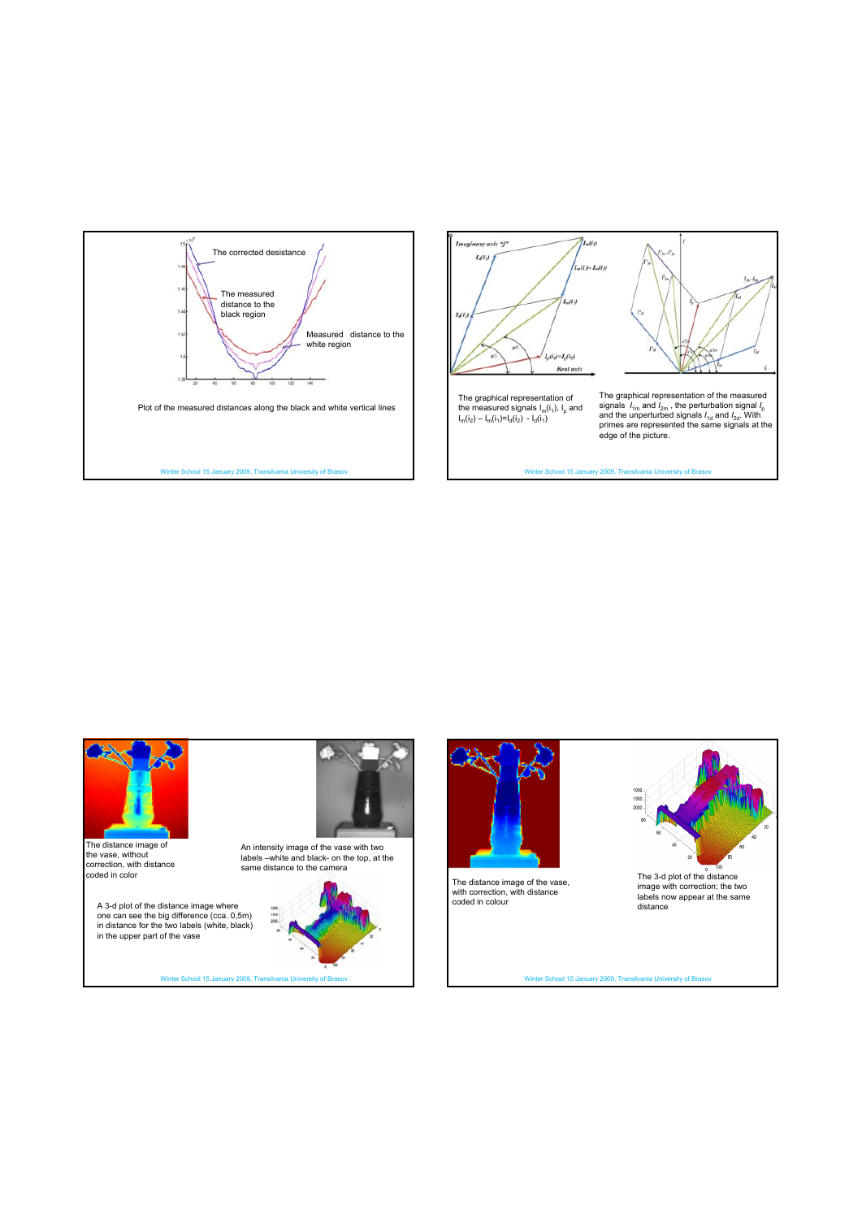The corrected desistance

The measured distance to the black region

Measured distance to the white region

Plot of the measured distances along the black and white vertical lines

The graphical representation of the measured signals $I_m(i_1)$, $I_p$ and $I_m(i_2) - I_m(i_1) = I_d(i_2) - I_d(i_1)$

The graphical representation of the measured signals $I_{1m}$ and $I_{2m}$, the perturbation signal $I_p$ and the unperturbed signals $I_{1d}$ and $I_{2d}$. With primes are represented the same signals at the edge of the picture.

The distance image of the vase, without correction, with distance coded in color

An intensity image of the vase with two labels –white and black- on the top, at the same distance to the camera

A 3-d plot of the distance image where one can see the big difference (cca. 0,5m) in distance for the two labels (white, black) in the upper part of the vase

The distance image of the vase, with correction, with distance coded in colour

The 3-d plot of the distance image with correction; the two labels now appear at the same distance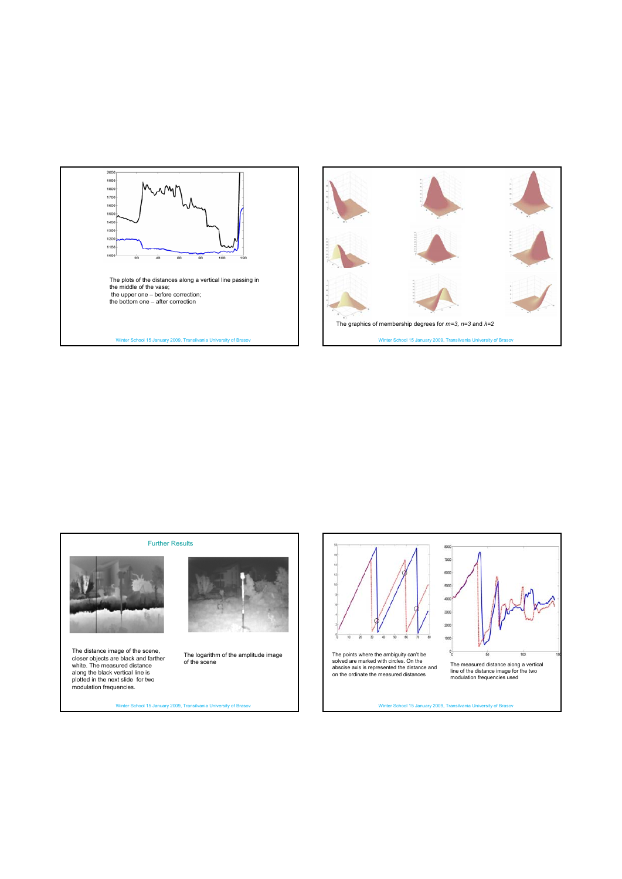The plots of the distances along a vertical line passing in the middle of the vase;
the upper one – before correction;
the bottom one – after correction

The graphics of membership degrees for *m=3*, *n=3* and *λ=2*

## Further Results

The distance image of the scene, closer objects are black and farther white. The measured distance along the black vertical line is plotted in the next slide for two modulation frequencies.

The logarithm of the amplitude image of the scene

The points where the ambiguity can't be solved are marked with circles. On the abscise axis is represented the distance and on the ordinate the measured distances

The measured distance along a vertical line of the distance image for the two modulation frequencies used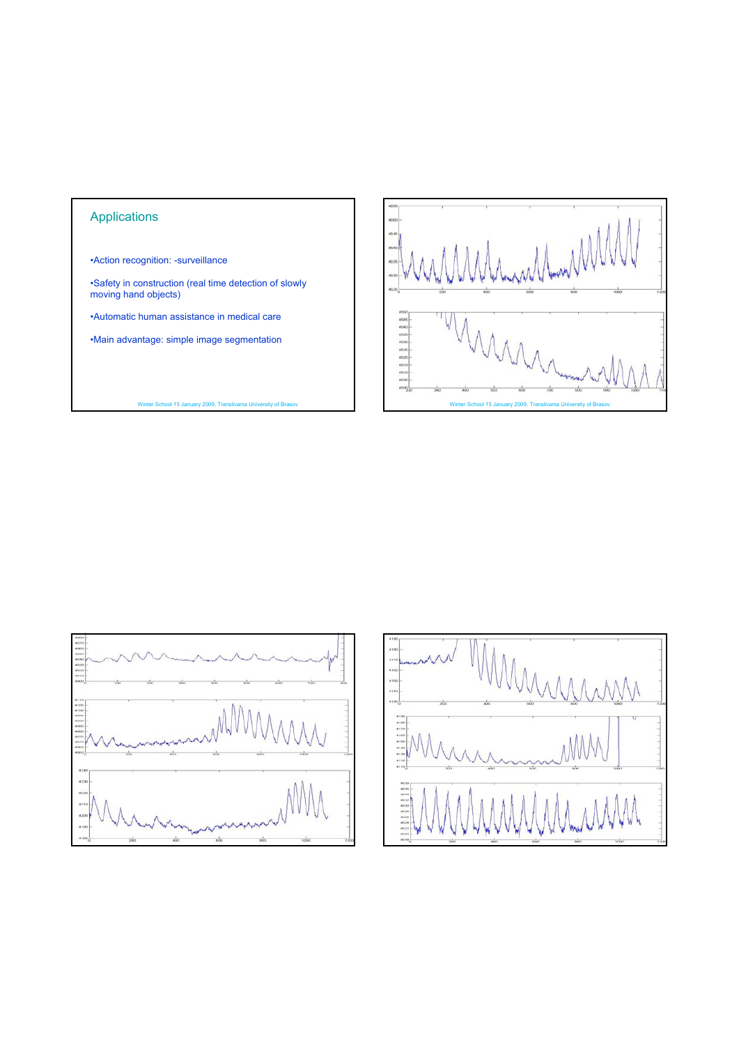## Applications

- Action recognition: -surveillance
- Safety in construction (real time detection of slowly moving hand objects)
- Automatic human assistance in medical care
- Main advantage: simple image segmentation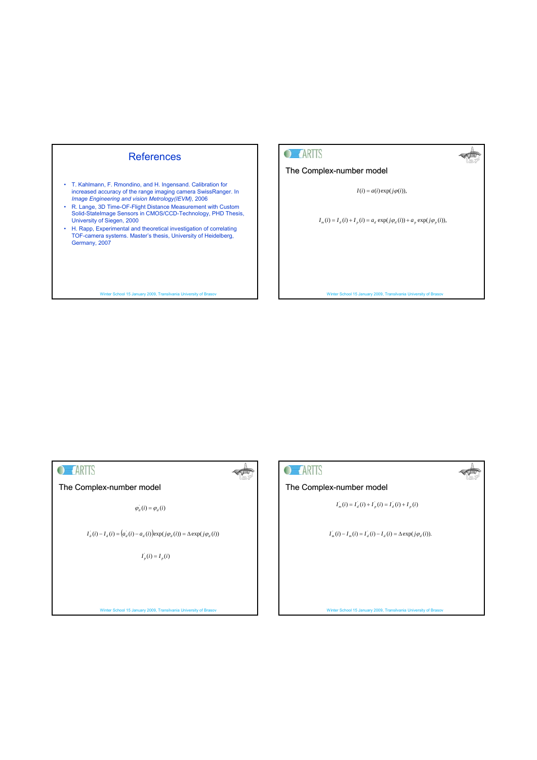# References

- T. Kahlmann, F. Rmondino, and H. Ingensand. Calibration for increased accuracy of the range imaging camera SwissRanger. In *Image Engineering and vision Metrology(IEVM)*, 2006
- R. Lange, 3D Time-OF-Flight Distance Measurement with Custom Solid-StateImage Sensors in CMOS/CCD-Technology, PHD Thesis, University of Siegen, 2000
- H. Rapp, Experimental and theoretical investigation of correlating TOF-camera systems. Master's thesis, University of Heidelberg, Germany, 2007

## The Complex-number model

$$I(i) = a(i)\exp(j\varphi(i)),$$

$$I_m(i) = I_d(i) + I_p(i) = a_d \exp(j\varphi_d(i)) + a_p \exp(j\varphi_p(i)),$$

## The Complex-number model

$$\varphi_d^{'}(i) = \varphi_d(i)$$

$$I_d^{'}(i) - I_d(i) = \left(a_d^{'}(i) - a_d(i)\right)\exp(j\varphi_d(i)) = \Delta\exp(j\varphi_d(i))$$

$$I_p^{'}(i) = I_p(i)$$

## The Complex-number model

$$I_m^{'}(i) = I_d^{'}(i) + I_p^{'}(i) = I_d^{'}(i) + I_p(i)$$

$$I_m^{'}(i) - I_m(i) = I_d^{'}(i) - I_d(i) = \Delta\exp(j\varphi_d(i)).$$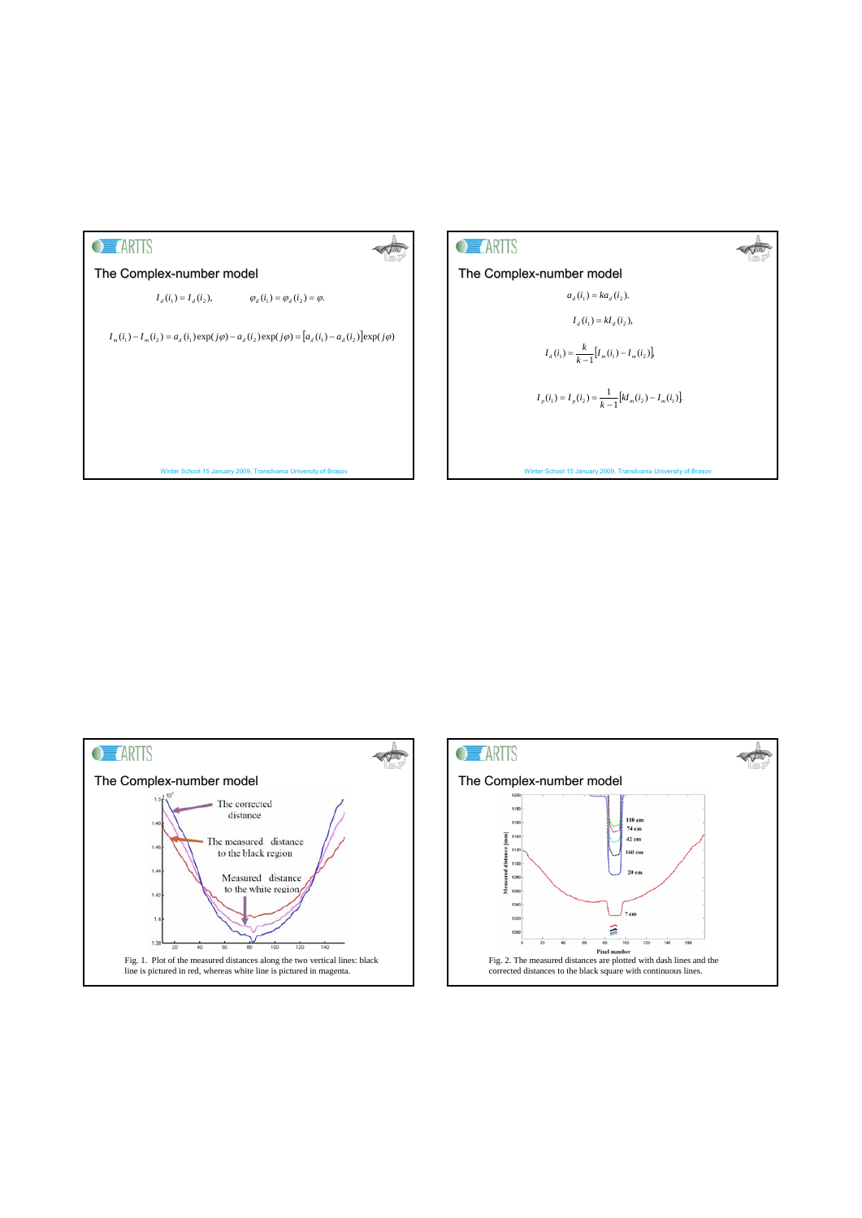## The Complex-number model

$$I_d(i_1) = I_d(i_2), \qquad \varphi_d(i_1) = \varphi_d(i_2) = \varphi.$$

$$I_m(i_1) - I_m(i_2) = a_d(i_1)\exp(j\varphi) - a_d(i_2)\exp(j\varphi) = [a_d(i_1) - a_d(i_2)]\exp(j\varphi)$$

## The Complex-number model

$$a_d(i_1) = k a_d(i_2).$$

$$I_d(i_1) = k I_d(i_2),$$

$$I_d(i_1) = \frac{k}{k-1}[I_m(i_1) - I_m(i_2)],$$

$$I_p(i_1) = I_p(i_2) = \frac{1}{k-1}[k I_m(i_2) - I_m(i_1)].$$

## The Complex-number model

Fig. 1. Plot of the measured distances along the two vertical lines: black line is pictured in red, whereas white line is pictured in magenta.

## The Complex-number model

Fig. 2. The measured distances are plotted with dash lines and the corrected distances to the black square with continuous lines.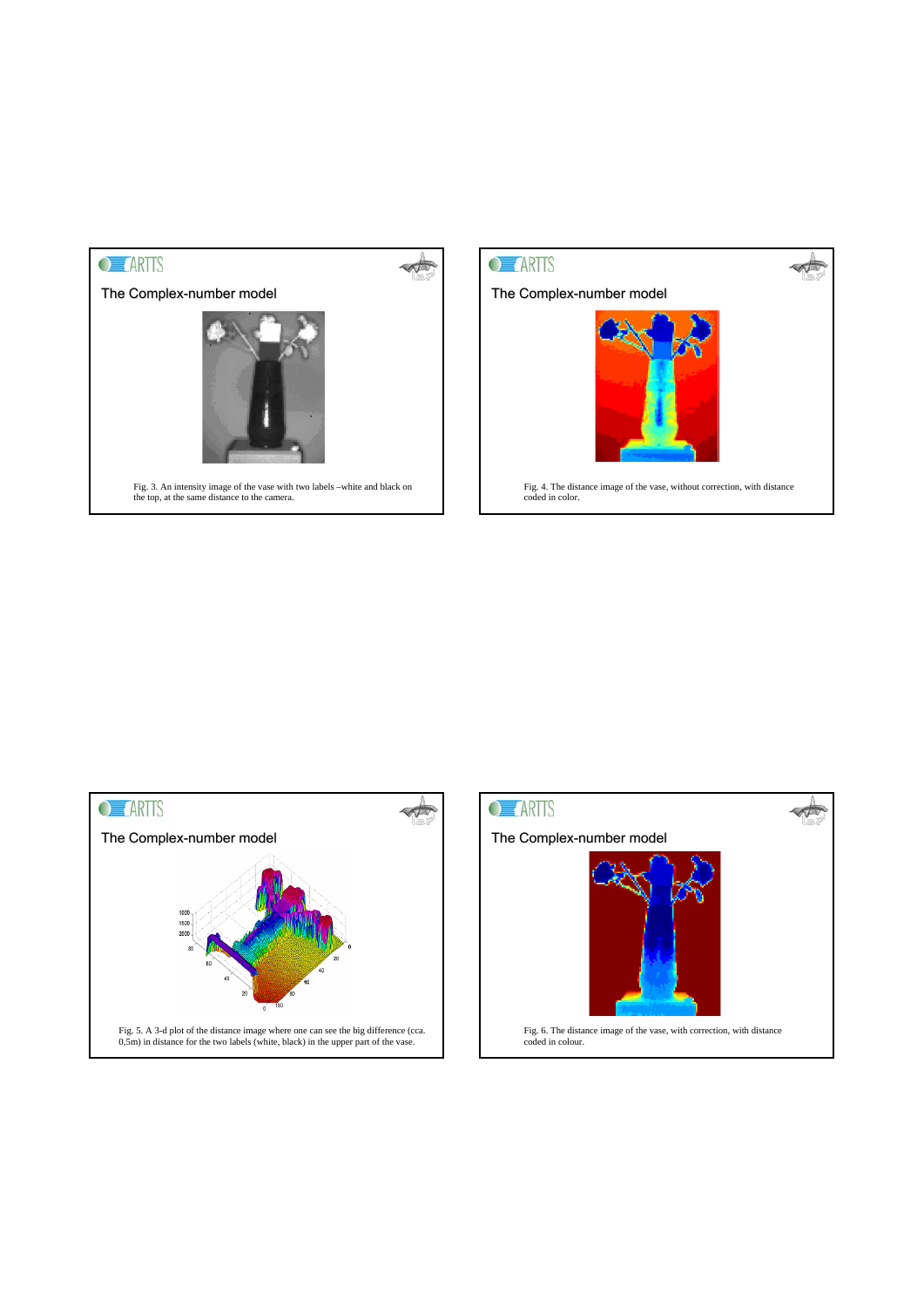## The Complex-number model

Fig. 3. An intensity image of the vase with two labels –white and black on the top, at the same distance to the camera.

## The Complex-number model

Fig. 4. The distance image of the vase, without correction, with distance coded in color.

## The Complex-number model

Fig. 5. A 3-d plot of the distance image where one can see the big difference (cca. 0,5m) in distance for the two labels (white, black) in the upper part of the vase.

## The Complex-number model

Fig. 6. The distance image of the vase, with correction, with distance coded in colour.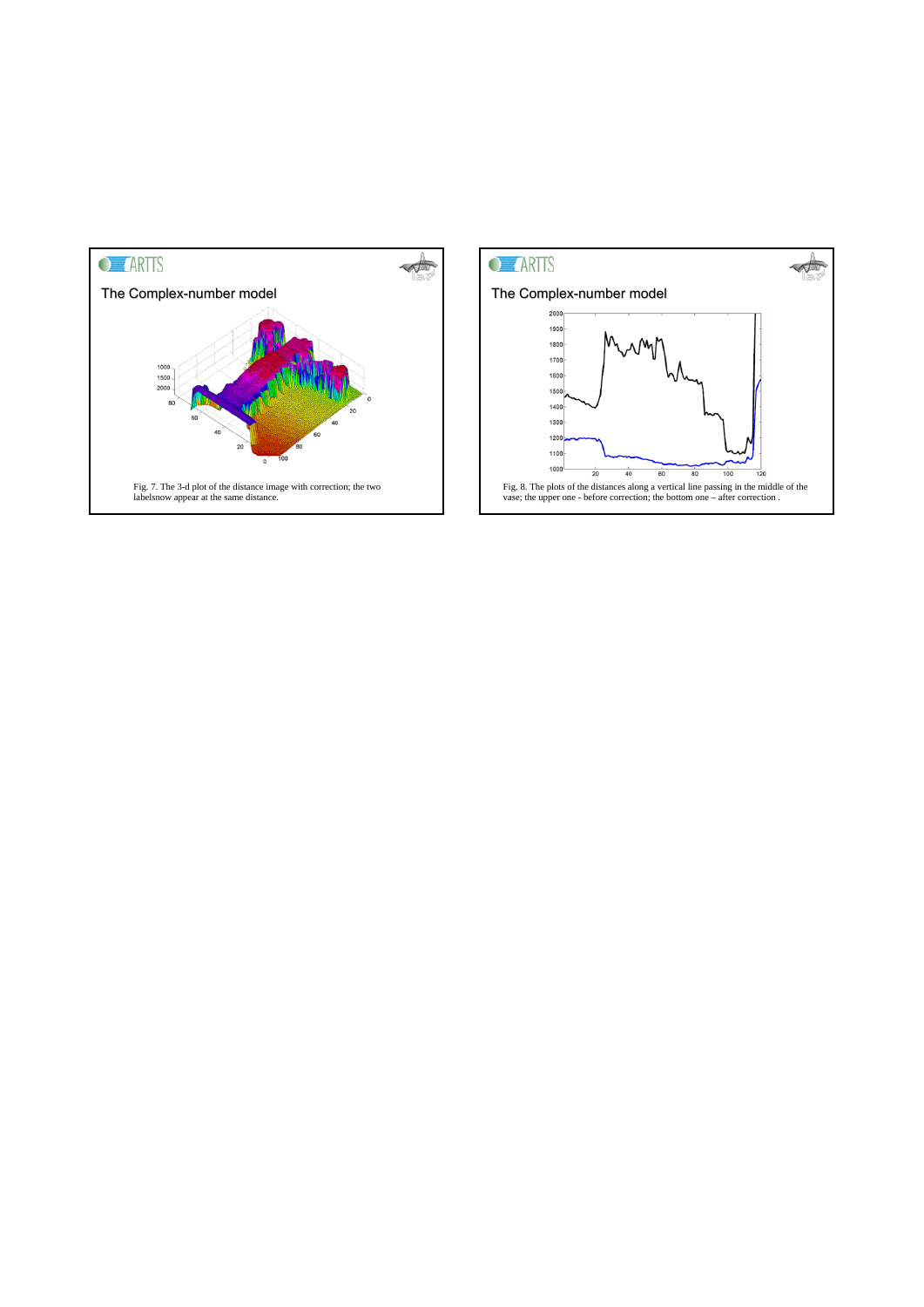## The Complex-number model

1000
1500
2000
80
60
40
20
0
100
80
60
40
20
0

Fig. 7. The 3-d plot of the distance image with correction; the two labelsnow appear at the same distance.

## The Complex-number model

2000
1900
1800
1700
1600
1500
1400
1300
1200
1100
1000
20
40
60
80
100
120

Fig. 8. The plots of the distances along a vertical line passing in the middle of the vase; the upper one - before correction; the bottom one – after correction .